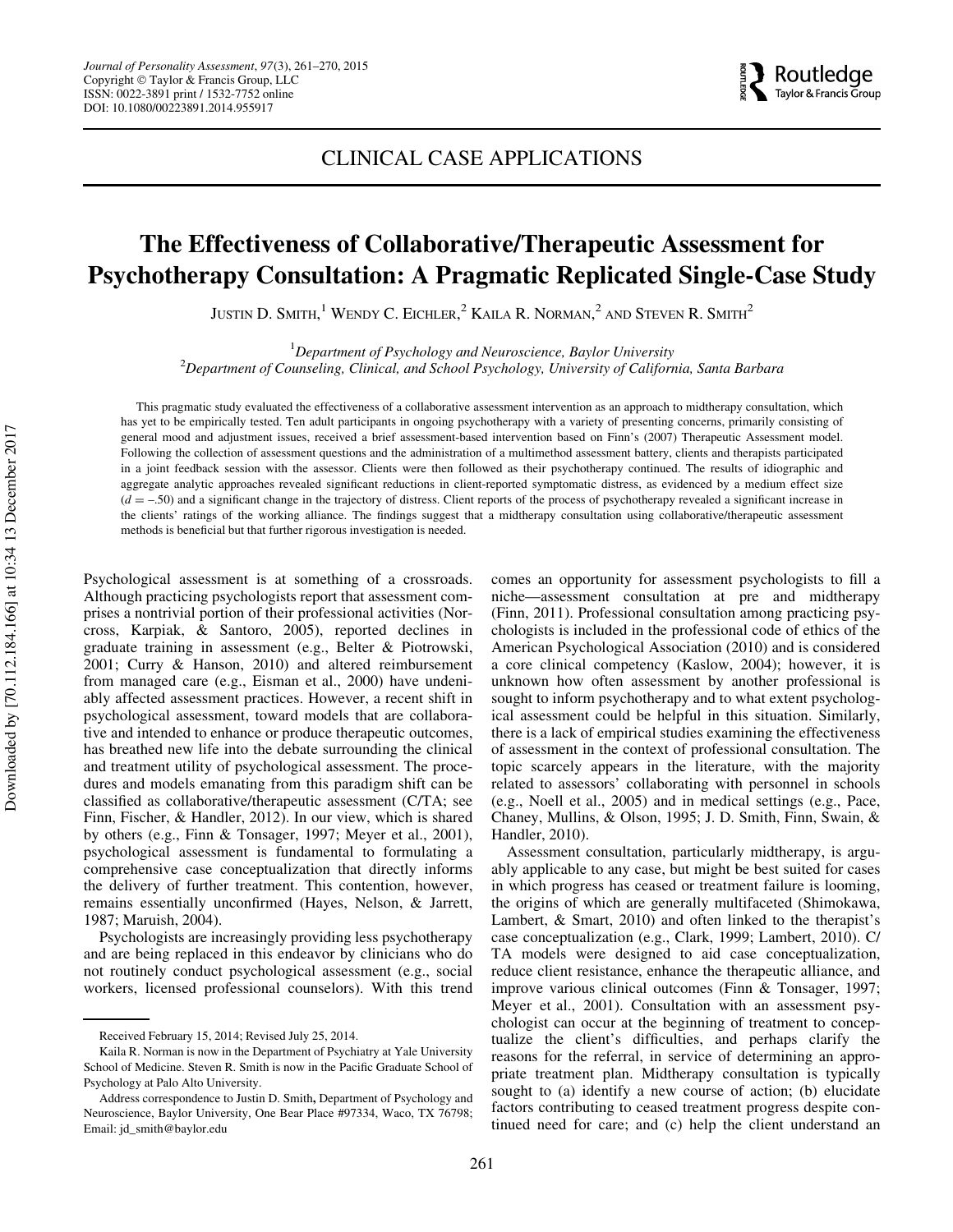CLINICAL CASE APPLICATIONS

# The Effectiveness of Collaborative/Therapeutic Assessment for Psychotherapy Consultation: A Pragmatic Replicated Single-Case Study

JUSTIN D. SMITH,[1] WENDY C. EICHLER,[2] KAILA R. NORMAN,[2] AND STEVEN R. SMITH[2]

[1]*Department of Psychology and Neuroscience, Baylor University*
[2]*Department of Counseling, Clinical, and School Psychology, University of California, Santa Barbara*

This pragmatic study evaluated the effectiveness of a collaborative assessment intervention as an approach to midtherapy consultation, which has yet to be empirically tested. Ten adult participants in ongoing psychotherapy with a variety of presenting concerns, primarily consisting of general mood and adjustment issues, received a brief assessment-based intervention based on Finn's (2007) Therapeutic Assessment model. Following the collection of assessment questions and the administration of a multimethod assessment battery, clients and therapists participated in a joint feedback session with the assessor. Clients were then followed as their psychotherapy continued. The results of idiographic and aggregate analytic approaches revealed significant reductions in client-reported symptomatic distress, as evidenced by a medium effect size ($d = -.50$) and a significant change in the trajectory of distress. Client reports of the process of psychotherapy revealed a significant increase in the clients' ratings of the working alliance. The findings suggest that a midtherapy consultation using collaborative/therapeutic assessment methods is beneficial but that further rigorous investigation is needed.

Psychological assessment is at something of a crossroads. Although practicing psychologists report that assessment comprises a nontrivial portion of their professional activities (Norcross, Karpiak, & Santoro, 2005), reported declines in graduate training in assessment (e.g., Belter & Piotrowski, 2001; Curry & Hanson, 2010) and altered reimbursement from managed care (e.g., Eisman et al., 2000) have undeniably affected assessment practices. However, a recent shift in psychological assessment, toward models that are collaborative and intended to enhance or produce therapeutic outcomes, has breathed new life into the debate surrounding the clinical and treatment utility of psychological assessment. The procedures and models emanating from this paradigm shift can be classified as collaborative/therapeutic assessment (C/TA; see Finn, Fischer, & Handler, 2012). In our view, which is shared by others (e.g., Finn & Tonsager, 1997; Meyer et al., 2001), psychological assessment is fundamental to formulating a comprehensive case conceptualization that directly informs the delivery of further treatment. This contention, however, remains essentially unconfirmed (Hayes, Nelson, & Jarrett, 1987; Maruish, 2004).

Psychologists are increasingly providing less psychotherapy and are being replaced in this endeavor by clinicians who do not routinely conduct psychological assessment (e.g., social workers, licensed professional counselors). With this trend comes an opportunity for assessment psychologists to fill a niche—assessment consultation at pre and midtherapy (Finn, 2011). Professional consultation among practicing psychologists is included in the professional code of ethics of the American Psychological Association (2010) and is considered a core clinical competency (Kaslow, 2004); however, it is unknown how often assessment by another professional is sought to inform psychotherapy and to what extent psychological assessment could be helpful in this situation. Similarly, there is a lack of empirical studies examining the effectiveness of assessment in the context of professional consultation. The topic scarcely appears in the literature, with the majority related to assessors' collaborating with personnel in schools (e.g., Noell et al., 2005) and in medical settings (e.g., Pace, Chaney, Mullins, & Olson, 1995; J. D. Smith, Finn, Swain, & Handler, 2010).

Assessment consultation, particularly midtherapy, is arguably applicable to any case, but might be best suited for cases in which progress has ceased or treatment failure is looming, the origins of which are generally multifaceted (Shimokawa, Lambert, & Smart, 2010) and often linked to the therapist's case conceptualization (e.g., Clark, 1999; Lambert, 2010). C/TA models were designed to aid case conceptualization, reduce client resistance, enhance the therapeutic alliance, and improve various clinical outcomes (Finn & Tonsager, 1997; Meyer et al., 2001). Consultation with an assessment psychologist can occur at the beginning of treatment to conceptualize the client's difficulties, and perhaps clarify the reasons for the referral, in service of determining an appropriate treatment plan. Midtherapy consultation is typically sought to (a) identify a new course of action; (b) elucidate factors contributing to ceased treatment progress despite continued need for care; and (c) help the client understand an

---

Received February 15, 2014; Revised July 25, 2014.

Kaila R. Norman is now in the Department of Psychiatry at Yale University School of Medicine. Steven R. Smith is now in the Pacific Graduate School of Psychology at Palo Alto University.

Address correspondence to Justin D. Smith, Department of Psychology and Neuroscience, Baylor University, One Bear Place #97334, Waco, TX 76798; Email: jd_smith@baylor.edu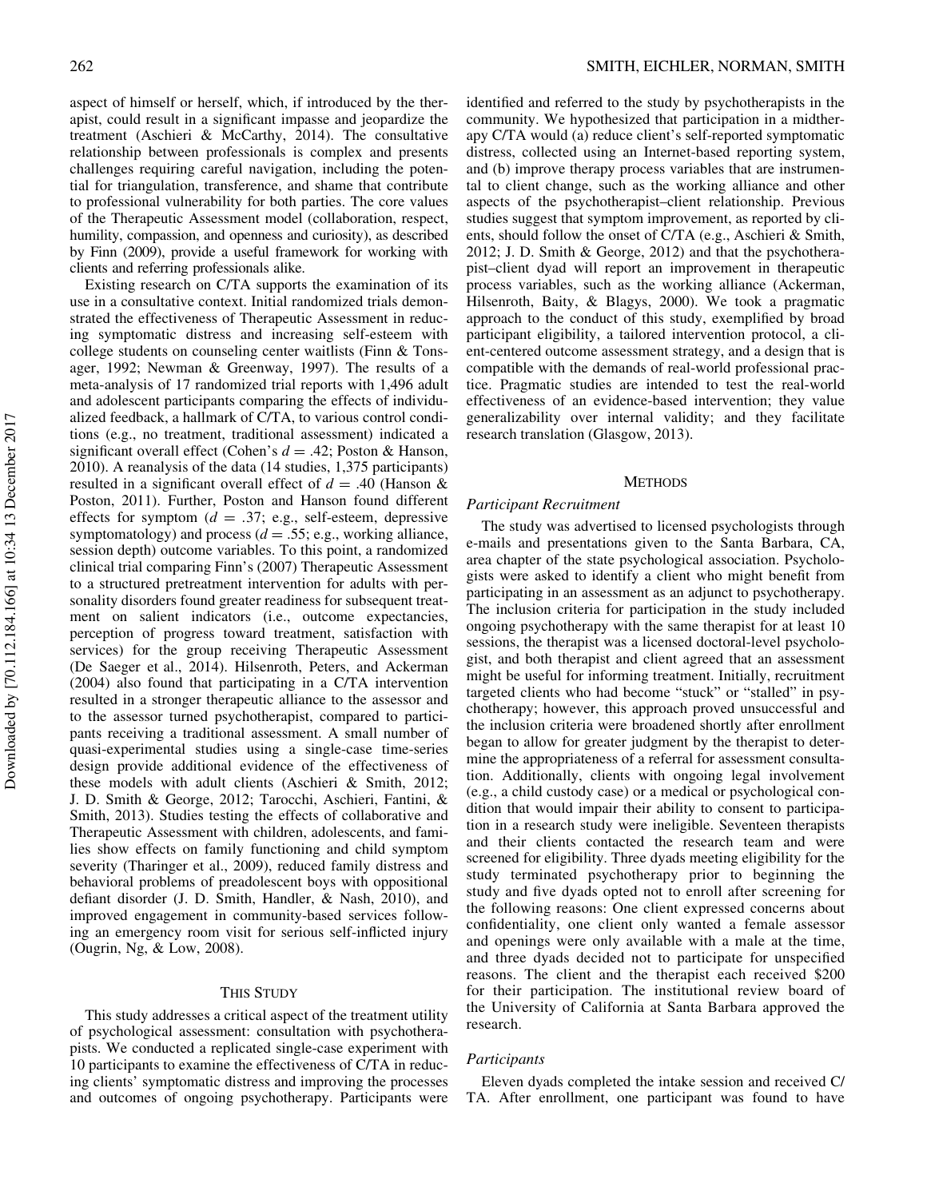aspect of himself or herself, which, if introduced by the therapist, could result in a significant impasse and jeopardize the treatment (Aschieri & McCarthy, 2014). The consultative relationship between professionals is complex and presents challenges requiring careful navigation, including the potential for triangulation, transference, and shame that contribute to professional vulnerability for both parties. The core values of the Therapeutic Assessment model (collaboration, respect, humility, compassion, and openness and curiosity), as described by Finn (2009), provide a useful framework for working with clients and referring professionals alike.

Existing research on C/TA supports the examination of its use in a consultative context. Initial randomized trials demonstrated the effectiveness of Therapeutic Assessment in reducing symptomatic distress and increasing self-esteem with college students on counseling center waitlists (Finn & Tonsager, 1992; Newman & Greenway, 1997). The results of a meta-analysis of 17 randomized trial reports with 1,496 adult and adolescent participants comparing the effects of individualized feedback, a hallmark of C/TA, to various control conditions (e.g., no treatment, traditional assessment) indicated a significant overall effect (Cohen's $d = .42$; Poston & Hanson, 2010). A reanalysis of the data (14 studies, 1,375 participants) resulted in a significant overall effect of $d = .40$ (Hanson & Poston, 2011). Further, Poston and Hanson found different effects for symptom ($d = .37$; e.g., self-esteem, depressive symptomatology) and process ($d = .55$; e.g., working alliance, session depth) outcome variables. To this point, a randomized clinical trial comparing Finn's (2007) Therapeutic Assessment to a structured pretreatment intervention for adults with personality disorders found greater readiness for subsequent treatment on salient indicators (i.e., outcome expectancies, perception of progress toward treatment, satisfaction with services) for the group receiving Therapeutic Assessment (De Saeger et al., 2014). Hilsenroth, Peters, and Ackerman (2004) also found that participating in a C/TA intervention resulted in a stronger therapeutic alliance to the assessor and to the assessor turned psychotherapist, compared to participants receiving a traditional assessment. A small number of quasi-experimental studies using a single-case time-series design provide additional evidence of the effectiveness of these models with adult clients (Aschieri & Smith, 2012; J. D. Smith & George, 2012; Tarocchi, Aschieri, Fantini, & Smith, 2013). Studies testing the effects of collaborative and Therapeutic Assessment with children, adolescents, and families show effects on family functioning and child symptom severity (Tharinger et al., 2009), reduced family distress and behavioral problems of preadolescent boys with oppositional defiant disorder (J. D. Smith, Handler, & Nash, 2010), and improved engagement in community-based services following an emergency room visit for serious self-inflicted injury (Ougrin, Ng, & Low, 2008).

## THIS STUDY

This study addresses a critical aspect of the treatment utility of psychological assessment: consultation with psychotherapists. We conducted a replicated single-case experiment with 10 participants to examine the effectiveness of C/TA in reducing clients' symptomatic distress and improving the processes and outcomes of ongoing psychotherapy. Participants were identified and referred to the study by psychotherapists in the community. We hypothesized that participation in a midtherapy C/TA would (a) reduce client's self-reported symptomatic distress, collected using an Internet-based reporting system, and (b) improve therapy process variables that are instrumental to client change, such as the working alliance and other aspects of the psychotherapist–client relationship. Previous studies suggest that symptom improvement, as reported by clients, should follow the onset of C/TA (e.g., Aschieri & Smith, 2012; J. D. Smith & George, 2012) and that the psychotherapist–client dyad will report an improvement in therapeutic process variables, such as the working alliance (Ackerman, Hilsenroth, Baity, & Blagys, 2000). We took a pragmatic approach to the conduct of this study, exemplified by broad participant eligibility, a tailored intervention protocol, a client-centered outcome assessment strategy, and a design that is compatible with the demands of real-world professional practice. Pragmatic studies are intended to test the real-world effectiveness of an evidence-based intervention; they value generalizability over internal validity; and they facilitate research translation (Glasgow, 2013).

## METHODS

### *Participant Recruitment*

The study was advertised to licensed psychologists through e-mails and presentations given to the Santa Barbara, CA, area chapter of the state psychological association. Psychologists were asked to identify a client who might benefit from participating in an assessment as an adjunct to psychotherapy. The inclusion criteria for participation in the study included ongoing psychotherapy with the same therapist for at least 10 sessions, the therapist was a licensed doctoral-level psychologist, and both therapist and client agreed that an assessment might be useful for informing treatment. Initially, recruitment targeted clients who had become "stuck" or "stalled" in psychotherapy; however, this approach proved unsuccessful and the inclusion criteria were broadened shortly after enrollment began to allow for greater judgment by the therapist to determine the appropriateness of a referral for assessment consultation. Additionally, clients with ongoing legal involvement (e.g., a child custody case) or a medical or psychological condition that would impair their ability to consent to participation in a research study were ineligible. Seventeen therapists and their clients contacted the research team and were screened for eligibility. Three dyads meeting eligibility for the study terminated psychotherapy prior to beginning the study and five dyads opted not to enroll after screening for the following reasons: One client expressed concerns about confidentiality, one client only wanted a female assessor and openings were only available with a male at the time, and three dyads decided not to participate for unspecified reasons. The client and the therapist each received $200 for their participation. The institutional review board of the University of California at Santa Barbara approved the research.

### *Participants*

Eleven dyads completed the intake session and received C/TA. After enrollment, one participant was found to have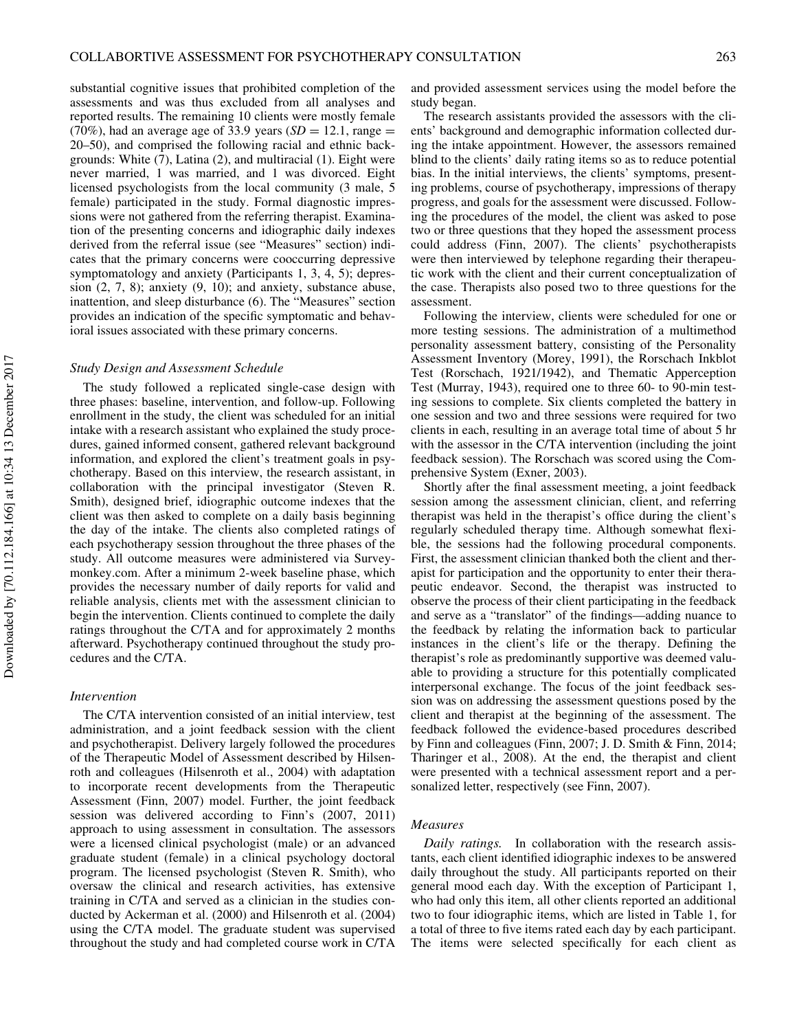substantial cognitive issues that prohibited completion of the assessments and was thus excluded from all analyses and reported results. The remaining 10 clients were mostly female (70%), had an average age of 33.9 years ($SD = 12.1$, range = 20–50), and comprised the following racial and ethnic backgrounds: White (7), Latina (2), and multiracial (1). Eight were never married, 1 was married, and 1 was divorced. Eight licensed psychologists from the local community (3 male, 5 female) participated in the study. Formal diagnostic impressions were not gathered from the referring therapist. Examination of the presenting concerns and idiographic daily indexes derived from the referral issue (see "Measures" section) indicates that the primary concerns were cooccurring depressive symptomatology and anxiety (Participants 1, 3, 4, 5); depression (2, 7, 8); anxiety (9, 10); and anxiety, substance abuse, inattention, and sleep disturbance (6). The "Measures" section provides an indication of the specific symptomatic and behavioral issues associated with these primary concerns.

### *Study Design and Assessment Schedule*

The study followed a replicated single-case design with three phases: baseline, intervention, and follow-up. Following enrollment in the study, the client was scheduled for an initial intake with a research assistant who explained the study procedures, gained informed consent, gathered relevant background information, and explored the client's treatment goals in psychotherapy. Based on this interview, the research assistant, in collaboration with the principal investigator (Steven R. Smith), designed brief, idiographic outcome indexes that the client was then asked to complete on a daily basis beginning the day of the intake. The clients also completed ratings of each psychotherapy session throughout the three phases of the study. All outcome measures were administered via Surveymonkey.com. After a minimum 2-week baseline phase, which provides the necessary number of daily reports for valid and reliable analysis, clients met with the assessment clinician to begin the intervention. Clients continued to complete the daily ratings throughout the C/TA and for approximately 2 months afterward. Psychotherapy continued throughout the study procedures and the C/TA.

### *Intervention*

The C/TA intervention consisted of an initial interview, test administration, and a joint feedback session with the client and psychotherapist. Delivery largely followed the procedures of the Therapeutic Model of Assessment described by Hilsenroth and colleagues (Hilsenroth et al., 2004) with adaptation to incorporate recent developments from the Therapeutic Assessment (Finn, 2007) model. Further, the joint feedback session was delivered according to Finn's (2007, 2011) approach to using assessment in consultation. The assessors were a licensed clinical psychologist (male) or an advanced graduate student (female) in a clinical psychology doctoral program. The licensed psychologist (Steven R. Smith), who oversaw the clinical and research activities, has extensive training in C/TA and served as a clinician in the studies conducted by Ackerman et al. (2000) and Hilsenroth et al. (2004) using the C/TA model. The graduate student was supervised throughout the study and had completed course work in C/TA and provided assessment services using the model before the study began.

The research assistants provided the assessors with the clients' background and demographic information collected during the intake appointment. However, the assessors remained blind to the clients' daily rating items so as to reduce potential bias. In the initial interviews, the clients' symptoms, presenting problems, course of psychotherapy, impressions of therapy progress, and goals for the assessment were discussed. Following the procedures of the model, the client was asked to pose two or three questions that they hoped the assessment process could address (Finn, 2007). The clients' psychotherapists were then interviewed by telephone regarding their therapeutic work with the client and their current conceptualization of the case. Therapists also posed two to three questions for the assessment.

Following the interview, clients were scheduled for one or more testing sessions. The administration of a multimethod personality assessment battery, consisting of the Personality Assessment Inventory (Morey, 1991), the Rorschach Inkblot Test (Rorschach, 1921/1942), and Thematic Apperception Test (Murray, 1943), required one to three 60- to 90-min testing sessions to complete. Six clients completed the battery in one session and two and three sessions were required for two clients in each, resulting in an average total time of about 5 hr with the assessor in the C/TA intervention (including the joint feedback session). The Rorschach was scored using the Comprehensive System (Exner, 2003).

Shortly after the final assessment meeting, a joint feedback session among the assessment clinician, client, and referring therapist was held in the therapist's office during the client's regularly scheduled therapy time. Although somewhat flexible, the sessions had the following procedural components. First, the assessment clinician thanked both the client and therapist for participation and the opportunity to enter their therapeutic endeavor. Second, the therapist was instructed to observe the process of their client participating in the feedback and serve as a "translator" of the findings—adding nuance to the feedback by relating the information back to particular instances in the client's life or the therapy. Defining the therapist's role as predominantly supportive was deemed valuable to providing a structure for this potentially complicated interpersonal exchange. The focus of the joint feedback session was on addressing the assessment questions posed by the client and therapist at the beginning of the assessment. The feedback followed the evidence-based procedures described by Finn and colleagues (Finn, 2007; J. D. Smith & Finn, 2014; Tharinger et al., 2008). At the end, the therapist and client were presented with a technical assessment report and a personalized letter, respectively (see Finn, 2007).

### *Measures*

*Daily ratings.* In collaboration with the research assistants, each client identified idiographic indexes to be answered daily throughout the study. All participants reported on their general mood each day. With the exception of Participant 1, who had only this item, all other clients reported an additional two to four idiographic items, which are listed in Table 1, for a total of three to five items rated each day by each participant. The items were selected specifically for each client as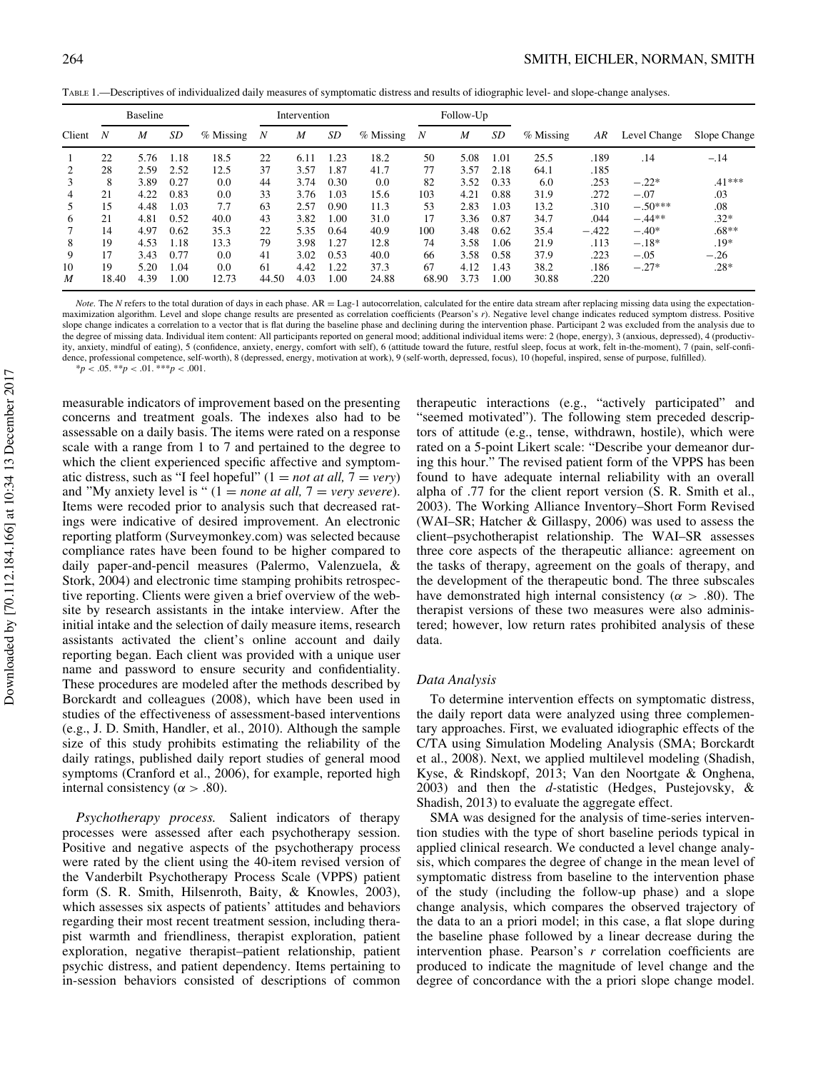Table 1.—Descriptives of individualized daily measures of symptomatic distress and results of idiographic level- and slope-change analyses.

| | Baseline | | | | Intervention | | | | Follow-Up | | | | | | |
|---|---|---|---|---|---|---|---|---|---|---|---|---|---|---|---|
| Client | *N* | *M* | *SD* | % Missing | *N* | *M* | *SD* | % Missing | *N* | *M* | *SD* | % Missing | *AR* | Level Change | Slope Change |
| 1 | 22 | 5.76 | 1.18 | 18.5 | 22 | 6.11 | 1.23 | 18.2 | 50 | 5.08 | 1.01 | 25.5 | .189 | .14 | −.14 |
| 2 | 28 | 2.59 | 2.52 | 12.5 | 37 | 3.57 | 1.87 | 41.7 | 77 | 3.57 | 2.18 | 64.1 | .185 | | |
| 3 | 8 | 3.89 | 0.27 | 0.0 | 44 | 3.74 | 0.30 | 0.0 | 82 | 3.52 | 0.33 | 6.0 | .253 | −.22* | .41*** |
| 4 | 21 | 4.22 | 0.83 | 0.0 | 33 | 3.76 | 1.03 | 15.6 | 103 | 4.21 | 0.88 | 31.9 | .272 | −.07 | .03 |
| 5 | 15 | 4.48 | 1.03 | 7.7 | 63 | 2.57 | 0.90 | 11.3 | 53 | 2.83 | 1.03 | 13.2 | .310 | −.50*** | .08 |
| 6 | 21 | 4.81 | 0.52 | 40.0 | 43 | 3.82 | 1.00 | 31.0 | 17 | 3.36 | 0.87 | 34.7 | .044 | −.44** | .32* |
| 7 | 14 | 4.97 | 0.62 | 35.3 | 22 | 5.35 | 0.64 | 40.9 | 100 | 3.48 | 0.62 | 35.4 | −.422 | −.40* | .68** |
| 8 | 19 | 4.53 | 1.18 | 13.3 | 79 | 3.98 | 1.27 | 12.8 | 74 | 3.58 | 1.06 | 21.9 | .113 | −.18* | .19* |
| 9 | 17 | 3.43 | 0.77 | 0.0 | 41 | 3.02 | 0.53 | 40.0 | 66 | 3.58 | 0.58 | 37.9 | .223 | −.05 | −.26 |
| 10 | 19 | 5.20 | 1.04 | 0.0 | 61 | 4.42 | 1.22 | 37.3 | 67 | 4.12 | 1.43 | 38.2 | .186 | −.27* | .28* |
| *M* | 18.40 | 4.39 | 1.00 | 12.73 | 44.50 | 4.03 | 1.00 | 24.88 | 68.90 | 3.73 | 1.00 | 30.88 | .220 | | |

*Note.* The *N* refers to the total duration of days in each phase. AR = Lag-1 autocorrelation, calculated for the entire data stream after replacing missing data using the expectation-maximization algorithm. Level and slope change results are presented as correlation coefficients (Pearson's *r*). Negative level change indicates reduced symptom distress. Positive slope change indicates a correlation to a vector that is flat during the baseline phase and declining during the intervention phase. Participant 2 was excluded from the analysis due to the degree of missing data. Individual item content: All participants reported on general mood; additional individual items were: 2 (hope, energy), 3 (anxious, depressed), 4 (productivity, anxiety, mindful of eating), 5 (confidence, anxiety, energy, comfort with self), 6 (attitude toward the future, restful sleep, focus at work, felt in-the-moment), 7 (pain, self-confidence, professional competence, self-worth), 8 (depressed, energy, motivation at work), 9 (self-worth, depressed, focus), 10 (hopeful, inspired, sense of purpose, fulfilled).
$^{*}p < .05$. $^{**}p < .01$. $^{***}p < .001$.

measurable indicators of improvement based on the presenting concerns and treatment goals. The indexes also had to be assessable on a daily basis. The items were rated on a response scale with a range from 1 to 7 and pertained to the degree to which the client experienced specific affective and symptomatic distress, such as "I feel hopeful" (1 = *not at all,* 7 = *very*) and "My anxiety level is " (1 = *none at all,* 7 = *very severe*). Items were recoded prior to analysis such that decreased ratings were indicative of desired improvement. An electronic reporting platform (Surveymonkey.com) was selected because compliance rates have been found to be higher compared to daily paper-and-pencil measures (Palermo, Valenzuela, & Stork, 2004) and electronic time stamping prohibits retrospective reporting. Clients were given a brief overview of the website by research assistants in the intake interview. After the initial intake and the selection of daily measure items, research assistants activated the client's online account and daily reporting began. Each client was provided with a unique user name and password to ensure security and confidentiality. These procedures are modeled after the methods described by Borckardt and colleagues (2008), which have been used in studies of the effectiveness of assessment-based interventions (e.g., J. D. Smith, Handler, et al., 2010). Although the sample size of this study prohibits estimating the reliability of the daily ratings, published daily report studies of general mood symptoms (Cranford et al., 2006), for example, reported high internal consistency ($\alpha > .80$).

*Psychotherapy process.* Salient indicators of therapy processes were assessed after each psychotherapy session. Positive and negative aspects of the psychotherapy process were rated by the client using the 40-item revised version of the Vanderbilt Psychotherapy Process Scale (VPPS) patient form (S. R. Smith, Hilsenroth, Baity, & Knowles, 2003), which assesses six aspects of patients' attitudes and behaviors regarding their most recent treatment session, including therapist warmth and friendliness, therapist exploration, patient exploration, negative therapist–patient relationship, patient psychic distress, and patient dependency. Items pertaining to in-session behaviors consisted of descriptions of common therapeutic interactions (e.g., "actively participated" and "seemed motivated"). The following stem preceded descriptors of attitude (e.g., tense, withdrawn, hostile), which were rated on a 5-point Likert scale: "Describe your demeanor during this hour." The revised patient form of the VPPS has been found to have adequate internal reliability with an overall alpha of .77 for the client report version (S. R. Smith et al., 2003). The Working Alliance Inventory–Short Form Revised (WAI–SR; Hatcher & Gillaspy, 2006) was used to assess the client–psychotherapist relationship. The WAI–SR assesses three core aspects of the therapeutic alliance: agreement on the tasks of therapy, agreement on the goals of therapy, and the development of the therapeutic bond. The three subscales have demonstrated high internal consistency ($\alpha > .80$). The therapist versions of these two measures were also administered; however, low return rates prohibited analysis of these data.

### Data Analysis

To determine intervention effects on symptomatic distress, the daily report data were analyzed using three complementary approaches. First, we evaluated idiographic effects of the C/TA using Simulation Modeling Analysis (SMA; Borckardt et al., 2008). Next, we applied multilevel modeling (Shadish, Kyse, & Rindskopf, 2013; Van den Noortgate & Onghena, 2003) and then the *d*-statistic (Hedges, Pustejovsky, & Shadish, 2013) to evaluate the aggregate effect.

SMA was designed for the analysis of time-series intervention studies with the type of short baseline periods typical in applied clinical research. We conducted a level change analysis, which compares the degree of change in the mean level of symptomatic distress from baseline to the intervention phase of the study (including the follow-up phase) and a slope change analysis, which compares the observed trajectory of the data to an a priori model; in this case, a flat slope during the baseline phase followed by a linear decrease during the intervention phase. Pearson's *r* correlation coefficients are produced to indicate the magnitude of level change and the degree of concordance with the a priori slope change model.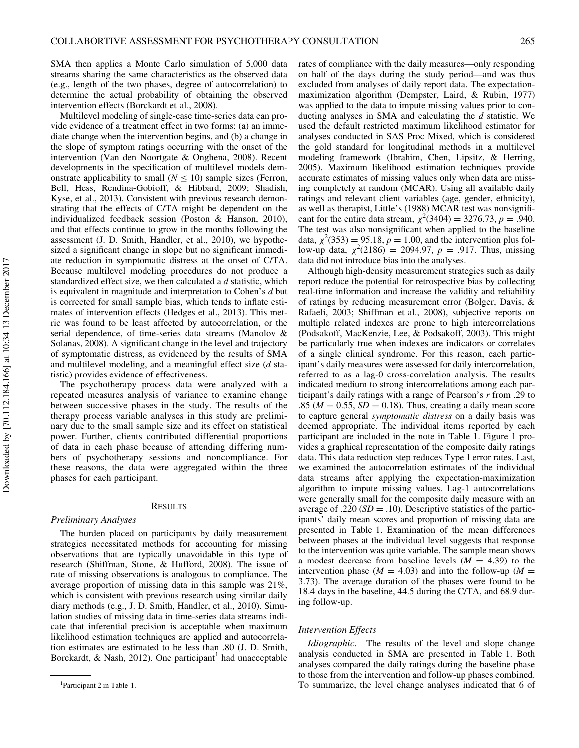SMA then applies a Monte Carlo simulation of 5,000 data streams sharing the same characteristics as the observed data (e.g., length of the two phases, degree of autocorrelation) to determine the actual probability of obtaining the observed intervention effects (Borckardt et al., 2008).

Multilevel modeling of single-case time-series data can provide evidence of a treatment effect in two forms: (a) an immediate change when the intervention begins, and (b) a change in the slope of symptom ratings occurring with the onset of the intervention (Van den Noortgate & Onghena, 2008). Recent developments in the specification of multilevel models demonstrate applicability to small ($N \leq 10$) sample sizes (Ferron, Bell, Hess, Rendina-Gobioff, & Hibbard, 2009; Shadish, Kyse, et al., 2013). Consistent with previous research demonstrating that the effects of C/TA might be dependent on the individualized feedback session (Poston & Hanson, 2010), and that effects continue to grow in the months following the assessment (J. D. Smith, Handler, et al., 2010), we hypothesized a significant change in slope but no significant immediate reduction in symptomatic distress at the onset of C/TA. Because multilevel modeling procedures do not produce a standardized effect size, we then calculated a *d* statistic, which is equivalent in magnitude and interpretation to Cohen's *d* but is corrected for small sample bias, which tends to inflate estimates of intervention effects (Hedges et al., 2013). This metric was found to be least affected by autocorrelation, or the serial dependence, of time-series data streams (Manolov & Solanas, 2008). A significant change in the level and trajectory of symptomatic distress, as evidenced by the results of SMA and multilevel modeling, and a meaningful effect size (*d* statistic) provides evidence of effectiveness.

The psychotherapy process data were analyzed with a repeated measures analysis of variance to examine change between successive phases in the study. The results of the therapy process variable analyses in this study are preliminary due to the small sample size and its effect on statistical power. Further, clients contributed differential proportions of data in each phase because of attending differing numbers of psychotherapy sessions and noncompliance. For these reasons, the data were aggregated within the three phases for each participant.

## Results

### *Preliminary Analyses*

The burden placed on participants by daily measurement strategies necessitated methods for accounting for missing observations that are typically unavoidable in this type of research (Shiffman, Stone, & Hufford, 2008). The issue of rate of missing observations is analogous to compliance. The average proportion of missing data in this sample was 21%, which is consistent with previous research using similar daily diary methods (e.g., J. D. Smith, Handler, et al., 2010). Simulation studies of missing data in time-series data streams indicate that inferential precision is acceptable when maximum likelihood estimation techniques are applied and autocorrelation estimates are estimated to be less than .80 (J. D. Smith, Borckardt, & Nash, 2012). One participant[1] had unacceptable rates of compliance with the daily measures—only responding on half of the days during the study period—and was thus excluded from analyses of daily report data. The expectation-maximization algorithm (Dempster, Laird, & Rubin, 1977) was applied to the data to impute missing values prior to conducting analyses in SMA and calculating the *d* statistic. We used the default restricted maximum likelihood estimator for analyses conducted in SAS Proc Mixed, which is considered the gold standard for longitudinal methods in a multilevel modeling framework (Ibrahim, Chen, Lipsitz, & Herring, 2005). Maximum likelihood estimation techniques provide accurate estimates of missing values only when data are missing completely at random (MCAR). Using all available daily ratings and relevant client variables (age, gender, ethnicity), as well as therapist, Little's (1988) MCAR test was nonsignificant for the entire data stream, $\chi^2(3404) = 3276.73$, $p = .940$. The test was also nonsignificant when applied to the baseline data, $\chi^2(353) = 95.18$, $p = 1.00$, and the intervention plus follow-up data, $\chi^2(2186) = 2094.97$, $p = .917$. Thus, missing data did not introduce bias into the analyses.

Although high-density measurement strategies such as daily report reduce the potential for retrospective bias by collecting real-time information and increase the validity and reliability of ratings by reducing measurement error (Bolger, Davis, & Rafaeli, 2003; Shiffman et al., 2008), subjective reports on multiple related indexes are prone to high intercorrelations (Podsakoff, MacKenzie, Lee, & Podsakoff, 2003). This might be particularly true when indexes are indicators or correlates of a single clinical syndrome. For this reason, each participant's daily measures were assessed for daily intercorrelation, referred to as a lag-0 cross-correlation analysis. The results indicated medium to strong intercorrelations among each participant's daily ratings with a range of Pearson's *r* from .29 to .85 ($M = 0.55$, $SD = 0.18$). Thus, creating a daily mean score to capture general *symptomatic distress* on a daily basis was deemed appropriate. The individual items reported by each participant are included in the note in Table 1. Figure 1 provides a graphical representation of the composite daily ratings data. This data reduction step reduces Type I error rates. Last, we examined the autocorrelation estimates of the individual data streams after applying the expectation-maximization algorithm to impute missing values. Lag-1 autocorrelations were generally small for the composite daily measure with an average of .220 ($SD = .10$). Descriptive statistics of the participants' daily mean scores and proportion of missing data are presented in Table 1. Examination of the mean differences between phases at the individual level suggests that response to the intervention was quite variable. The sample mean shows a modest decrease from baseline levels ($M = 4.39$) to the intervention phase ($M = 4.03$) and into the follow-up ($M = 3.73$). The average duration of the phases were found to be 18.4 days in the baseline, 44.5 during the C/TA, and 68.9 during follow-up.

### *Intervention Effects*

*Idiographic.* The results of the level and slope change analysis conducted in SMA are presented in Table 1. Both analyses compared the daily ratings during the baseline phase to those from the intervention and follow-up phases combined. To summarize, the level change analyses indicated that 6 of

[1] Participant 2 in Table 1.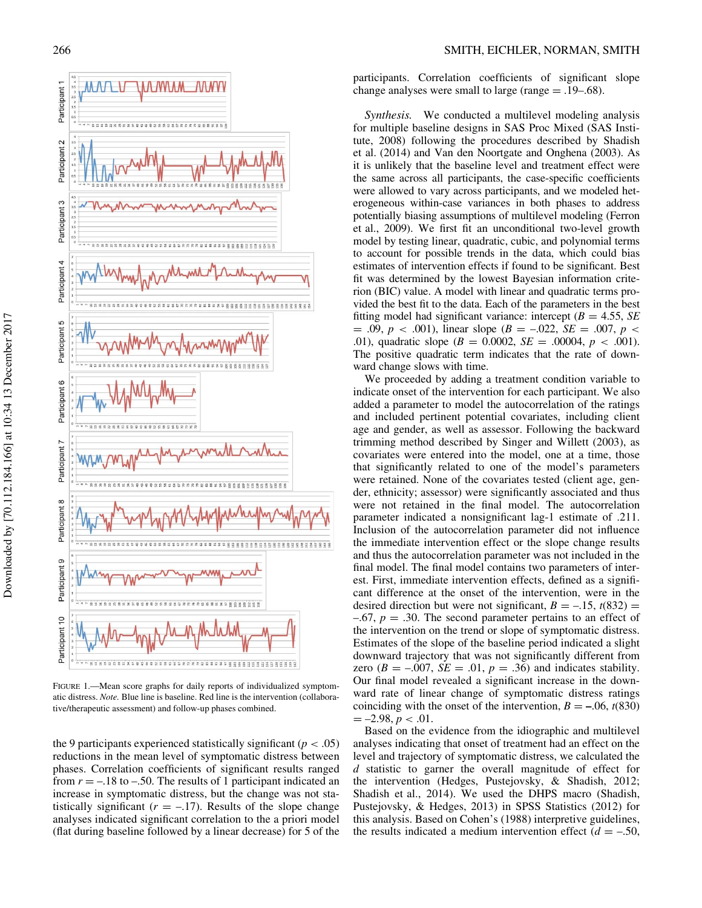FIGURE 1.—Mean score graphs for daily reports of individualized symptomatic distress. *Note.* Blue line is baseline. Red line is the intervention (collaborative/therapeutic assessment) and follow-up phases combined.

the 9 participants experienced statistically significant ($p < .05$) reductions in the mean level of symptomatic distress between phases. Correlation coefficients of significant results ranged from $r = -.18$ to $-.50$. The results of 1 participant indicated an increase in symptomatic distress, but the change was not statistically significant ($r = -.17$). Results of the slope change analyses indicated significant correlation to the a priori model (flat during baseline followed by a linear decrease) for 5 of the participants. Correlation coefficients of significant slope change analyses were small to large (range = .19–.68).

*Synthesis.* We conducted a multilevel modeling analysis for multiple baseline designs in SAS Proc Mixed (SAS Institute, 2008) following the procedures described by Shadish et al. (2014) and Van den Noortgate and Onghena (2003). As it is unlikely that the baseline level and treatment effect were the same across all participants, the case-specific coefficients were allowed to vary across participants, and we modeled heterogeneous within-case variances in both phases to address potentially biasing assumptions of multilevel modeling (Ferron et al., 2009). We first fit an unconditional two-level growth model by testing linear, quadratic, cubic, and polynomial terms to account for possible trends in the data, which could bias estimates of intervention effects if found to be significant. Best fit was determined by the lowest Bayesian information criterion (BIC) value. A model with linear and quadratic terms provided the best fit to the data. Each of the parameters in the best fitting model had significant variance: intercept ($B = 4.55$, $SE = .09$, $p < .001$), linear slope ($B = -.022$, $SE = .007$, $p < .01$), quadratic slope ($B = 0.0002$, $SE = .00004$, $p < .001$). The positive quadratic term indicates that the rate of downward change slows with time.

We proceeded by adding a treatment condition variable to indicate onset of the intervention for each participant. We also added a parameter to model the autocorrelation of the ratings and included pertinent potential covariates, including client age and gender, as well as assessor. Following the backward trimming method described by Singer and Willett (2003), as covariates were entered into the model, one at a time, those that significantly related to one of the model's parameters were retained. None of the covariates tested (client age, gender, ethnicity; assessor) were significantly associated and thus were not retained in the final model. The autocorrelation parameter indicated a nonsignificant lag-1 estimate of .211. Inclusion of the autocorrelation parameter did not influence the immediate intervention effect or the slope change results and thus the autocorrelation parameter was not included in the final model. The final model contains two parameters of interest. First, immediate intervention effects, defined as a significant difference at the onset of the intervention, were in the desired direction but were not significant, $B = -.15$, $t(832) = -.67$, $p = .30$. The second parameter pertains to an effect of the intervention on the trend or slope of symptomatic distress. Estimates of the slope of the baseline period indicated a slight downward trajectory that was not significantly different from zero ($B = -.007$, $SE = .01$, $p = .36$) and indicates stability. Our final model revealed a significant increase in the downward rate of linear change of symptomatic distress ratings coinciding with the onset of the intervention, $B = -.06$, $t(830) = -2.98$, $p < .01$.

Based on the evidence from the idiographic and multilevel analyses indicating that onset of treatment had an effect on the level and trajectory of symptomatic distress, we calculated the $d$ statistic to garner the overall magnitude of effect for the intervention (Hedges, Pustejovsky, & Shadish, 2012; Shadish et al., 2014). We used the DHPS macro (Shadish, Pustejovsky, & Hedges, 2013) in SPSS Statistics (2012) for this analysis. Based on Cohen's (1988) interpretive guidelines, the results indicated a medium intervention effect ($d = -.50$,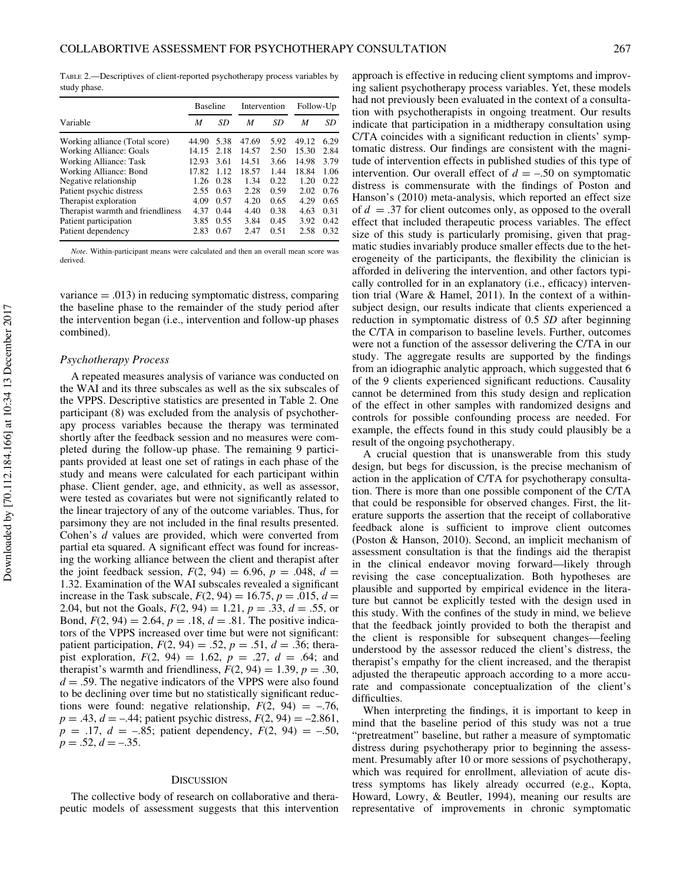TABLE 2.—Descriptives of client-reported psychotherapy process variables by study phase.

| Variable | Baseline | | Intervention | | Follow-Up | |
|---|---|---|---|---|---|---|
| | *M* | *SD* | *M* | *SD* | *M* | *SD* |
| Working alliance (Total score) | 44.90 | 5.38 | 47.69 | 5.92 | 49.12 | 6.29 |
| Working Alliance: Goals | 14.15 | 2.18 | 14.57 | 2.50 | 15.30 | 2.84 |
| Working Alliance: Task | 12.93 | 3.61 | 14.51 | 3.66 | 14.98 | 3.79 |
| Working Alliance: Bond | 17.82 | 1.12 | 18.57 | 1.44 | 18.84 | 1.06 |
| Negative relationship | 1.26 | 0.28 | 1.34 | 0.22 | 1.20 | 0.22 |
| Patient psychic distress | 2.55 | 0.63 | 2.28 | 0.59 | 2.02 | 0.76 |
| Therapist exploration | 4.09 | 0.57 | 4.20 | 0.65 | 4.29 | 0.65 |
| Therapist warmth and friendliness | 4.37 | 0.44 | 4.40 | 0.38 | 4.63 | 0.31 |
| Patient participation | 3.85 | 0.55 | 3.84 | 0.45 | 3.92 | 0.42 |
| Patient dependency | 2.83 | 0.67 | 2.47 | 0.51 | 2.58 | 0.32 |

*Note.* Within-participant means were calculated and then an overall mean score was derived.

variance = .013) in reducing symptomatic distress, comparing the baseline phase to the remainder of the study period after the intervention began (i.e., intervention and follow-up phases combined).

### *Psychotherapy Process*

A repeated measures analysis of variance was conducted on the WAI and its three subscales as well as the six subscales of the VPPS. Descriptive statistics are presented in Table 2. One participant (8) was excluded from the analysis of psychotherapy process variables because the therapy was terminated shortly after the feedback session and no measures were completed during the follow-up phase. The remaining 9 participants provided at least one set of ratings in each phase of the study and means were calculated for each participant within phase. Client gender, age, and ethnicity, as well as assessor, were tested as covariates but were not significantly related to the linear trajectory of any of the outcome variables. Thus, for parsimony they are not included in the final results presented. Cohen's *d* values are provided, which were converted from partial eta squared. A significant effect was found for increasing the working alliance between the client and therapist after the joint feedback session, $F(2, 94) = 6.96$, $p = .048$, $d = 1.32$. Examination of the WAI subscales revealed a significant increase in the Task subscale, $F(2, 94) = 16.75$, $p = .015$, $d = 2.04$, but not the Goals, $F(2, 94) = 1.21$, $p = .33$, $d = .55$, or Bond, $F(2, 94) = 2.64$, $p = .18$, $d = .81$. The positive indicators of the VPPS increased over time but were not significant: patient participation, $F(2, 94) = .52$, $p = .51$, $d = .36$; therapist exploration, $F(2, 94) = 1.62$, $p = .27$, $d = .64$; and therapist's warmth and friendliness, $F(2, 94) = 1.39$, $p = .30$, $d = .59$. The negative indicators of the VPPS were also found to be declining over time but no statistically significant reductions were found: negative relationship, $F(2, 94) = -.76$, $p = .43$, $d = -.44$; patient psychic distress, $F(2, 94) = -2.861$, $p = .17$, $d = -.85$; patient dependency, $F(2, 94) = -.50$, $p = .52$, $d = -.35$.

## DISCUSSION

The collective body of research on collaborative and therapeutic models of assessment suggests that this intervention approach is effective in reducing client symptoms and improving salient psychotherapy process variables. Yet, these models had not previously been evaluated in the context of a consultation with psychotherapists in ongoing treatment. Our results indicate that participation in a midtherapy consultation using C/TA coincides with a significant reduction in clients' symptomatic distress. Our findings are consistent with the magnitude of intervention effects in published studies of this type of intervention. Our overall effect of $d = -.50$ on symptomatic distress is commensurate with the findings of Poston and Hanson's (2010) meta-analysis, which reported an effect size of $d = .37$ for client outcomes only, as opposed to the overall effect that included therapeutic process variables. The effect size of this study is particularly promising, given that pragmatic studies invariably produce smaller effects due to the heterogeneity of the participants, the flexibility the clinician is afforded in delivering the intervention, and other factors typically controlled for in an explanatory (i.e., efficacy) intervention trial (Ware & Hamel, 2011). In the context of a within-subject design, our results indicate that clients experienced a reduction in symptomatic distress of 0.5 *SD* after beginning the C/TA in comparison to baseline levels. Further, outcomes were not a function of the assessor delivering the C/TA in our study. The aggregate results are supported by the findings from an idiographic analytic approach, which suggested that 6 of the 9 clients experienced significant reductions. Causality cannot be determined from this study design and replication of the effect in other samples with randomized designs and controls for possible confounding process are needed. For example, the effects found in this study could plausibly be a result of the ongoing psychotherapy.

A crucial question that is unanswerable from this study design, but begs for discussion, is the precise mechanism of action in the application of C/TA for psychotherapy consultation. There is more than one possible component of the C/TA that could be responsible for observed changes. First, the literature supports the assertion that the receipt of collaborative feedback alone is sufficient to improve client outcomes (Poston & Hanson, 2010). Second, an implicit mechanism of assessment consultation is that the findings aid the therapist in the clinical endeavor moving forward—likely through revising the case conceptualization. Both hypotheses are plausible and supported by empirical evidence in the literature but cannot be explicitly tested with the design used in this study. With the confines of the study in mind, we believe that the feedback jointly provided to both the therapist and the client is responsible for subsequent changes—feeling understood by the assessor reduced the client's distress, the therapist's empathy for the client increased, and the therapist adjusted the therapeutic approach according to a more accurate and compassionate conceptualization of the client's difficulties.

When interpreting the findings, it is important to keep in mind that the baseline period of this study was not a true "pretreatment" baseline, but rather a measure of symptomatic distress during psychotherapy prior to beginning the assessment. Presumably after 10 or more sessions of psychotherapy, which was required for enrollment, alleviation of acute distress symptoms has likely already occurred (e.g., Kopta, Howard, Lowry, & Beutler, 1994), meaning our results are representative of improvements in chronic symptomatic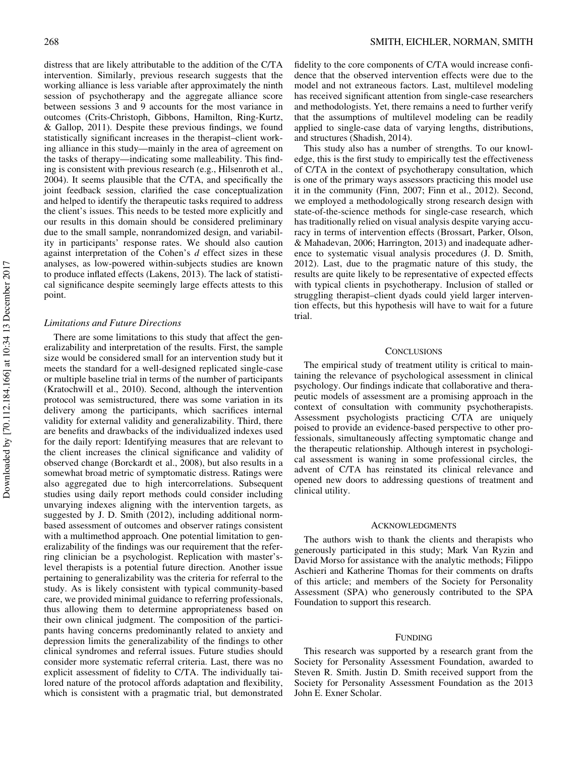distress that are likely attributable to the addition of the C/TA intervention. Similarly, previous research suggests that the working alliance is less variable after approximately the ninth session of psychotherapy and the aggregate alliance score between sessions 3 and 9 accounts for the most variance in outcomes (Crits-Christoph, Gibbons, Hamilton, Ring-Kurtz, & Gallop, 2011). Despite these previous findings, we found statistically significant increases in the therapist–client working alliance in this study—mainly in the area of agreement on the tasks of therapy—indicating some malleability. This finding is consistent with previous research (e.g., Hilsenroth et al., 2004). It seems plausible that the C/TA, and specifically the joint feedback session, clarified the case conceptualization and helped to identify the therapeutic tasks required to address the client's issues. This needs to be tested more explicitly and our results in this domain should be considered preliminary due to the small sample, nonrandomized design, and variability in participants' response rates. We should also caution against interpretation of the Cohen's *d* effect sizes in these analyses, as low-powered within-subjects studies are known to produce inflated effects (Lakens, 2013). The lack of statistical significance despite seemingly large effects attests to this point.

### *Limitations and Future Directions*

There are some limitations to this study that affect the generalizability and interpretation of the results. First, the sample size would be considered small for an intervention study but it meets the standard for a well-designed replicated single-case or multiple baseline trial in terms of the number of participants (Kratochwill et al., 2010). Second, although the intervention protocol was semistructured, there was some variation in its delivery among the participants, which sacrifices internal validity for external validity and generalizability. Third, there are benefits and drawbacks of the individualized indexes used for the daily report: Identifying measures that are relevant to the client increases the clinical significance and validity of observed change (Borckardt et al., 2008), but also results in a somewhat broad metric of symptomatic distress. Ratings were also aggregated due to high intercorrelations. Subsequent studies using daily report methods could consider including unvarying indexes aligning with the intervention targets, as suggested by J. D. Smith (2012), including additional norm-based assessment of outcomes and observer ratings consistent with a multimethod approach. One potential limitation to generalizability of the findings was our requirement that the referring clinician be a psychologist. Replication with master's-level therapists is a potential future direction. Another issue pertaining to generalizability was the criteria for referral to the study. As is likely consistent with typical community-based care, we provided minimal guidance to referring professionals, thus allowing them to determine appropriateness based on their own clinical judgment. The composition of the participants having concerns predominantly related to anxiety and depression limits the generalizability of the findings to other clinical syndromes and referral issues. Future studies should consider more systematic referral criteria. Last, there was no explicit assessment of fidelity to C/TA. The individually tailored nature of the protocol affords adaptation and flexibility, which is consistent with a pragmatic trial, but demonstrated fidelity to the core components of C/TA would increase confidence that the observed intervention effects were due to the model and not extraneous factors. Last, multilevel modeling has received significant attention from single-case researchers and methodologists. Yet, there remains a need to further verify that the assumptions of multilevel modeling can be readily applied to single-case data of varying lengths, distributions, and structures (Shadish, 2014).

This study also has a number of strengths. To our knowledge, this is the first study to empirically test the effectiveness of C/TA in the context of psychotherapy consultation, which is one of the primary ways assessors practicing this model use it in the community (Finn, 2007; Finn et al., 2012). Second, we employed a methodologically strong research design with state-of-the-science methods for single-case research, which has traditionally relied on visual analysis despite varying accuracy in terms of intervention effects (Brossart, Parker, Olson, & Mahadevan, 2006; Harrington, 2013) and inadequate adherence to systematic visual analysis procedures (J. D. Smith, 2012). Last, due to the pragmatic nature of this study, the results are quite likely to be representative of expected effects with typical clients in psychotherapy. Inclusion of stalled or struggling therapist–client dyads could yield larger intervention effects, but this hypothesis will have to wait for a future trial.

## CONCLUSIONS

The empirical study of treatment utility is critical to maintaining the relevance of psychological assessment in clinical psychology. Our findings indicate that collaborative and therapeutic models of assessment are a promising approach in the context of consultation with community psychotherapists. Assessment psychologists practicing C/TA are uniquely poised to provide an evidence-based perspective to other professionals, simultaneously affecting symptomatic change and the therapeutic relationship. Although interest in psychological assessment is waning in some professional circles, the advent of C/TA has reinstated its clinical relevance and opened new doors to addressing questions of treatment and clinical utility.

## ACKNOWLEDGMENTS

The authors wish to thank the clients and therapists who generously participated in this study; Mark Van Ryzin and David Morso for assistance with the analytic methods; Filippo Aschieri and Katherine Thomas for their comments on drafts of this article; and members of the Society for Personality Assessment (SPA) who generously contributed to the SPA Foundation to support this research.

## FUNDING

This research was supported by a research grant from the Society for Personality Assessment Foundation, awarded to Steven R. Smith. Justin D. Smith received support from the Society for Personality Assessment Foundation as the 2013 John E. Exner Scholar.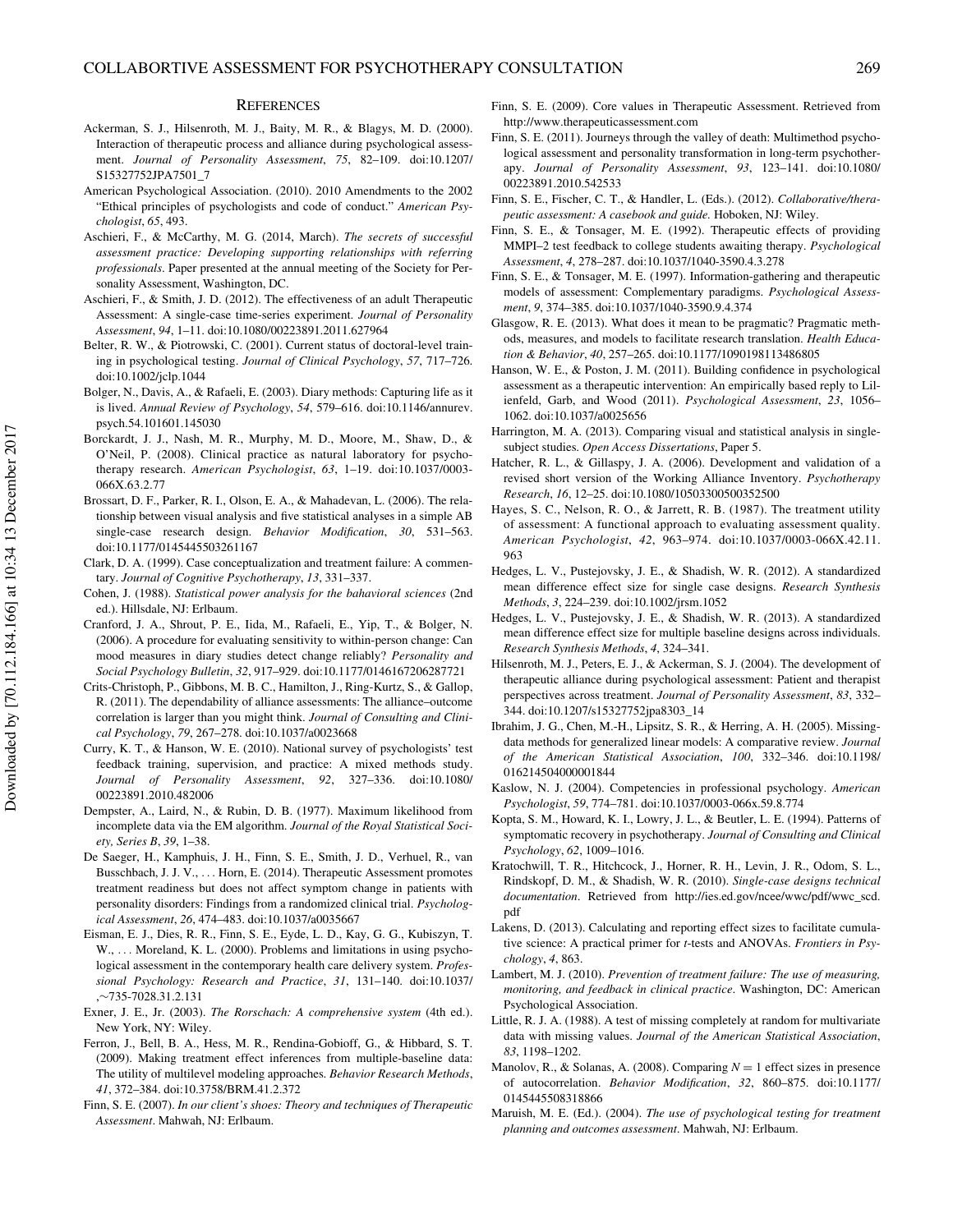## REFERENCES

Ackerman, S. J., Hilsenroth, M. J., Baity, M. R., & Blagys, M. D. (2000). Interaction of therapeutic process and alliance during psychological assessment. *Journal of Personality Assessment*, *75*, 82–109. doi:10.1207/S15327752JPA7501_7

American Psychological Association. (2010). 2010 Amendments to the 2002 "Ethical principles of psychologists and code of conduct." *American Psychologist*, *65*, 493.

Aschieri, F., & McCarthy, M. G. (2014, March). *The secrets of successful assessment practice: Developing supporting relationships with referring professionals*. Paper presented at the annual meeting of the Society for Personality Assessment, Washington, DC.

Aschieri, F., & Smith, J. D. (2012). The effectiveness of an adult Therapeutic Assessment: A single-case time-series experiment. *Journal of Personality Assessment*, *94*, 1–11. doi:10.1080/00223891.2011.627964

Belter, R. W., & Piotrowski, C. (2001). Current status of doctoral-level training in psychological testing. *Journal of Clinical Psychology*, *57*, 717–726. doi:10.1002/jclp.1044

Bolger, N., Davis, A., & Rafaeli, E. (2003). Diary methods: Capturing life as it is lived. *Annual Review of Psychology*, *54*, 579–616. doi:10.1146/annurev.psych.54.101601.145030

Borckardt, J. J., Nash, M. R., Murphy, M. D., Moore, M., Shaw, D., & O'Neil, P. (2008). Clinical practice as natural laboratory for psychotherapy research. *American Psychologist*, *63*, 1–19. doi:10.1037/0003-066X.63.2.77

Brossart, D. F., Parker, R. I., Olson, E. A., & Mahadevan, L. (2006). The relationship between visual analysis and five statistical analyses in a simple AB single-case research design. *Behavior Modification*, *30*, 531–563. doi:10.1177/0145445503261167

Clark, D. A. (1999). Case conceptualization and treatment failure: A commentary. *Journal of Cognitive Psychotherapy*, *13*, 331–337.

Cohen, J. (1988). *Statistical power analysis for the bahavioral sciences* (2nd ed.). Hillsdale, NJ: Erlbaum.

Cranford, J. A., Shrout, P. E., Iida, M., Rafaeli, E., Yip, T., & Bolger, N. (2006). A procedure for evaluating sensitivity to within-person change: Can mood measures in diary studies detect change reliably? *Personality and Social Psychology Bulletin*, *32*, 917–929. doi:10.1177/0146167206287721

Crits-Christoph, P., Gibbons, M. B. C., Hamilton, J., Ring-Kurtz, S., & Gallop, R. (2011). The dependability of alliance assessments: The alliance–outcome correlation is larger than you might think. *Journal of Consulting and Clinical Psychology*, *79*, 267–278. doi:10.1037/a0023668

Curry, K. T., & Hanson, W. E. (2010). National survey of psychologists' test feedback training, supervision, and practice: A mixed methods study. *Journal of Personality Assessment*, *92*, 327–336. doi:10.1080/00223891.2010.482006

Dempster, A., Laird, N., & Rubin, D. B. (1977). Maximum likelihood from incomplete data via the EM algorithm. *Journal of the Royal Statistical Society, Series B*, *39*, 1–38.

De Saeger, H., Kamphuis, J. H., Finn, S. E., Smith, J. D., Verhuel, R., van Busschbach, J. J. V., . . . Horn, E. (2014). Therapeutic Assessment promotes treatment readiness but does not affect symptom change in patients with personality disorders: Findings from a randomized clinical trial. *Psychological Assessment*, *26*, 474–483. doi:10.1037/a0035667

Eisman, E. J., Dies, R. R., Finn, S. E., Eyde, L. D., Kay, G. G., Kubiszyn, T. W., . . . Moreland, K. L. (2000). Problems and limitations in using psychological assessment in the contemporary health care delivery system. *Professional Psychology: Research and Practice*, *31*, 131–140. doi:10.1037/,~735-7028.31.2.131

Exner, J. E., Jr. (2003). *The Rorschach: A comprehensive system* (4th ed.). New York, NY: Wiley.

Ferron, J., Bell, B. A., Hess, M. R., Rendina-Gobioff, G., & Hibbard, S. T. (2009). Making treatment effect inferences from multiple-baseline data: The utility of multilevel modeling approaches. *Behavior Research Methods*, *41*, 372–384. doi:10.3758/BRM.41.2.372

Finn, S. E. (2007). *In our client's shoes: Theory and techniques of Therapeutic Assessment*. Mahwah, NJ: Erlbaum.

Finn, S. E. (2009). Core values in Therapeutic Assessment. Retrieved from http://www.therapeuticassessment.com

Finn, S. E. (2011). Journeys through the valley of death: Multimethod psychological assessment and personality transformation in long-term psychotherapy. *Journal of Personality Assessment*, *93*, 123–141. doi:10.1080/00223891.2010.542533

Finn, S. E., Fischer, C. T., & Handler, L. (Eds.). (2012). *Collaborative/therapeutic assessment: A casebook and guide*. Hoboken, NJ: Wiley.

Finn, S. E., & Tonsager, M. E. (1992). Therapeutic effects of providing MMPI–2 test feedback to college students awaiting therapy. *Psychological Assessment*, *4*, 278–287. doi:10.1037/1040-3590.4.3.278

Finn, S. E., & Tonsager, M. E. (1997). Information-gathering and therapeutic models of assessment: Complementary paradigms. *Psychological Assessment*, *9*, 374–385. doi:10.1037/1040-3590.9.4.374

Glasgow, R. E. (2013). What does it mean to be pragmatic? Pragmatic methods, measures, and models to facilitate research translation. *Health Education & Behavior*, *40*, 257–265. doi:10.1177/1090198113486805

Hanson, W. E., & Poston, J. M. (2011). Building confidence in psychological assessment as a therapeutic intervention: An empirically based reply to Lilienfeld, Garb, and Wood (2011). *Psychological Assessment*, *23*, 1056–1062. doi:10.1037/a0025656

Harrington, M. A. (2013). Comparing visual and statistical analysis in single-subject studies. *Open Access Dissertations*, Paper 5.

Hatcher, R. L., & Gillaspy, J. A. (2006). Development and validation of a revised short version of the Working Alliance Inventory. *Psychotherapy Research*, *16*, 12–25. doi:10.1080/10503300500352500

Hayes, S. C., Nelson, R. O., & Jarrett, R. B. (1987). The treatment utility of assessment: A functional approach to evaluating assessment quality. *American Psychologist*, *42*, 963–974. doi:10.1037/0003-066X.42.11.963

Hedges, L. V., Pustejovsky, J. E., & Shadish, W. R. (2012). A standardized mean difference effect size for single case designs. *Research Synthesis Methods*, *3*, 224–239. doi:10.1002/jrsm.1052

Hedges, L. V., Pustejovsky, J. E., & Shadish, W. R. (2013). A standardized mean difference effect size for multiple baseline designs across individuals. *Research Synthesis Methods*, *4*, 324–341.

Hilsenroth, M. J., Peters, E. J., & Ackerman, S. J. (2004). The development of therapeutic alliance during psychological assessment: Patient and therapist perspectives across treatment. *Journal of Personality Assessment*, *83*, 332–344. doi:10.1207/s15327752jpa8303_14

Ibrahim, J. G., Chen, M.-H., Lipsitz, S. R., & Herring, A. H. (2005). Missing-data methods for generalized linear models: A comparative review. *Journal of the American Statistical Association*, *100*, 332–346. doi:10.1198/016214504000001844

Kaslow, N. J. (2004). Competencies in professional psychology. *American Psychologist*, *59*, 774–781. doi:10.1037/0003-066x.59.8.774

Kopta, S. M., Howard, K. I., Lowry, J. L., & Beutler, L. E. (1994). Patterns of symptomatic recovery in psychotherapy. *Journal of Consulting and Clinical Psychology*, *62*, 1009–1016.

Kratochwill, T. R., Hitchcock, J., Horner, R. H., Levin, J. R., Odom, S. L., Rindskopf, D. M., & Shadish, W. R. (2010). *Single-case designs technical documentation*. Retrieved from http://ies.ed.gov/ncee/wwc/pdf/wwc_scd.pdf

Lakens, D. (2013). Calculating and reporting effect sizes to facilitate cumulative science: A practical primer for *t*-tests and ANOVAs. *Frontiers in Psychology*, *4*, 863.

Lambert, M. J. (2010). *Prevention of treatment failure: The use of measuring, monitoring, and feedback in clinical practice*. Washington, DC: American Psychological Association.

Little, R. J. A. (1988). A test of missing completely at random for multivariate data with missing values. *Journal of the American Statistical Association*, *83*, 1198–1202.

Manolov, R., & Solanas, A. (2008). Comparing $N = 1$ effect sizes in presence of autocorrelation. *Behavior Modification*, *32*, 860–875. doi:10.1177/0145445508318866

Maruish, M. E. (Ed.). (2004). *The use of psychological testing for treatment planning and outcomes assessment*. Mahwah, NJ: Erlbaum.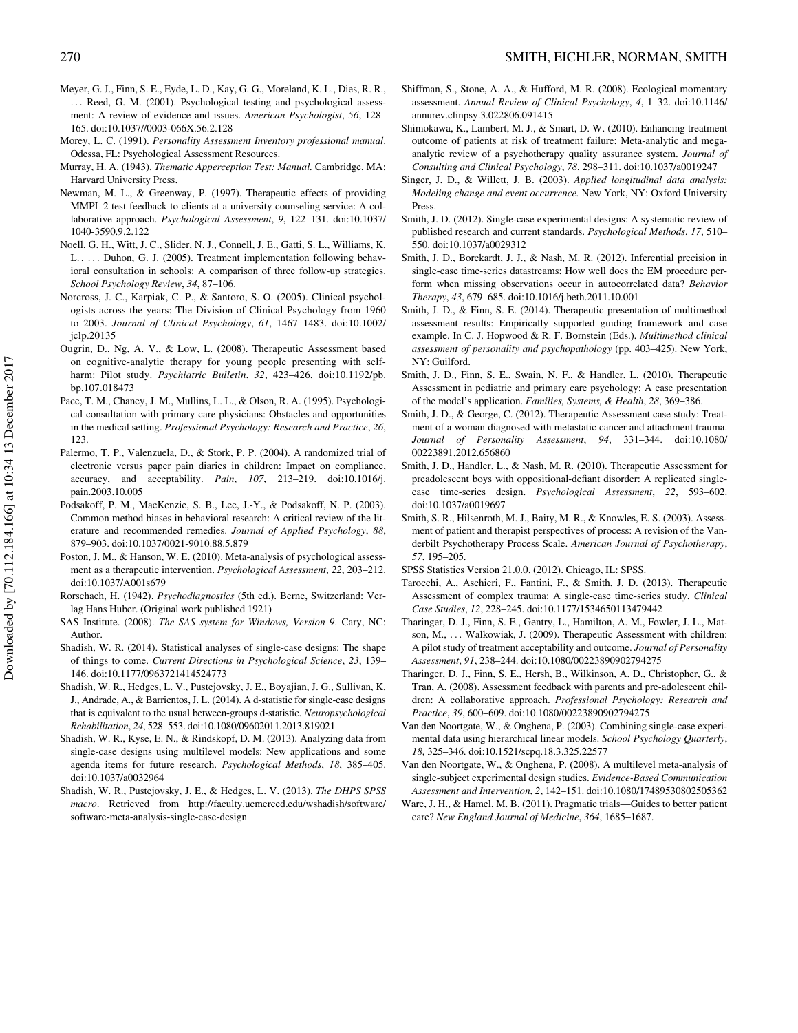Meyer, G. J., Finn, S. E., Eyde, L. D., Kay, G. G., Moreland, K. L., Dies, R. R., . . . Reed, G. M. (2001). Psychological testing and psychological assessment: A review of evidence and issues. *American Psychologist*, *56*, 128–165. doi:10.1037//0003-066X.56.2.128

Morey, L. C. (1991). *Personality Assessment Inventory professional manual*. Odessa, FL: Psychological Assessment Resources.

Murray, H. A. (1943). *Thematic Apperception Test: Manual.* Cambridge, MA: Harvard University Press.

Newman, M. L., & Greenway, P. (1997). Therapeutic effects of providing MMPI–2 test feedback to clients at a university counseling service: A collaborative approach. *Psychological Assessment*, *9*, 122–131. doi:10.1037/1040-3590.9.2.122

Noell, G. H., Witt, J. C., Slider, N. J., Connell, J. E., Gatti, S. L., Williams, K. L., . . . Duhon, G. J. (2005). Treatment implementation following behavioral consultation in schools: A comparison of three follow-up strategies. *School Psychology Review*, *34*, 87–106.

Norcross, J. C., Karpiak, C. P., & Santoro, S. O. (2005). Clinical psychologists across the years: The Division of Clinical Psychology from 1960 to 2003. *Journal of Clinical Psychology*, *61*, 1467–1483. doi:10.1002/jclp.20135

Ougrin, D., Ng, A. V., & Low, L. (2008). Therapeutic Assessment based on cognitive-analytic therapy for young people presenting with self-harm: Pilot study. *Psychiatric Bulletin*, *32*, 423–426. doi:10.1192/pb.bp.107.018473

Pace, T. M., Chaney, J. M., Mullins, L. L., & Olson, R. A. (1995). Psychological consultation with primary care physicians: Obstacles and opportunities in the medical setting. *Professional Psychology: Research and Practice*, *26*, 123.

Palermo, T. P., Valenzuela, D., & Stork, P. P. (2004). A randomized trial of electronic versus paper pain diaries in children: Impact on compliance, accuracy, and acceptability. *Pain*, *107*, 213–219. doi:10.1016/j.pain.2003.10.005

Podsakoff, P. M., MacKenzie, S. B., Lee, J.-Y., & Podsakoff, N. P. (2003). Common method biases in behavioral research: A critical review of the literature and recommended remedies. *Journal of Applied Psychology*, *88*, 879–903. doi:10.1037/0021-9010.88.5.879

Poston, J. M., & Hanson, W. E. (2010). Meta-analysis of psychological assessment as a therapeutic intervention. *Psychological Assessment*, *22*, 203–212. doi:10.1037/A001s679

Rorschach, H. (1942). *Psychodiagnostics* (5th ed.). Berne, Switzerland: Verlag Hans Huber. (Original work published 1921)

SAS Institute. (2008). *The SAS system for Windows, Version 9*. Cary, NC: Author.

Shadish, W. R. (2014). Statistical analyses of single-case designs: The shape of things to come. *Current Directions in Psychological Science*, *23*, 139–146. doi:10.1177/0963721414524773

Shadish, W. R., Hedges, L. V., Pustejovsky, J. E., Boyajian, J. G., Sullivan, K. J., Andrade, A., & Barrientos, J. L. (2014). A d-statistic for single-case designs that is equivalent to the usual between-groups d-statistic. *Neuropsychological Rehabilitation*, *24*, 528–553. doi:10.1080/09602011.2013.819021

Shadish, W. R., Kyse, E. N., & Rindskopf, D. M. (2013). Analyzing data from single-case designs using multilevel models: New applications and some agenda items for future research. *Psychological Methods*, *18*, 385–405. doi:10.1037/a0032964

Shadish, W. R., Pustejovsky, J. E., & Hedges, L. V. (2013). *The DHPS SPSS macro*. Retrieved from http://faculty.ucmerced.edu/wshadish/software/software-meta-analysis-single-case-design

Shiffman, S., Stone, A. A., & Hufford, M. R. (2008). Ecological momentary assessment. *Annual Review of Clinical Psychology*, *4*, 1–32. doi:10.1146/annurev.clinpsy.3.022806.091415

Shimokawa, K., Lambert, M. J., & Smart, D. W. (2010). Enhancing treatment outcome of patients at risk of treatment failure: Meta-analytic and mega-analytic review of a psychotherapy quality assurance system. *Journal of Consulting and Clinical Psychology*, *78*, 298–311. doi:10.1037/a0019247

Singer, J. D., & Willett, J. B. (2003). *Applied longitudinal data analysis: Modeling change and event occurrence.* New York, NY: Oxford University Press.

Smith, J. D. (2012). Single-case experimental designs: A systematic review of published research and current standards. *Psychological Methods*, *17*, 510–550. doi:10.1037/a0029312

Smith, J. D., Borckardt, J. J., & Nash, M. R. (2012). Inferential precision in single-case time-series datastreams: How well does the EM procedure perform when missing observations occur in autocorrelated data? *Behavior Therapy*, *43*, 679–685. doi:10.1016/j.beth.2011.10.001

Smith, J. D., & Finn, S. E. (2014). Therapeutic presentation of multimethod assessment results: Empirically supported guiding framework and case example. In C. J. Hopwood & R. F. Bornstein (Eds.), *Multimethod clinical assessment of personality and psychopathology* (pp. 403–425). New York, NY: Guilford.

Smith, J. D., Finn, S. E., Swain, N. F., & Handler, L. (2010). Therapeutic Assessment in pediatric and primary care psychology: A case presentation of the model's application. *Families, Systems, & Health*, *28*, 369–386.

Smith, J. D., & George, C. (2012). Therapeutic Assessment case study: Treatment of a woman diagnosed with metastatic cancer and attachment trauma. *Journal of Personality Assessment*, *94*, 331–344. doi:10.1080/00223891.2012.656860

Smith, J. D., Handler, L., & Nash, M. R. (2010). Therapeutic Assessment for preadolescent boys with oppositional-defiant disorder: A replicated single-case time-series design. *Psychological Assessment*, *22*, 593–602. doi:10.1037/a0019697

Smith, S. R., Hilsenroth, M. J., Baity, M. R., & Knowles, E. S. (2003). Assessment of patient and therapist perspectives of process: A revision of the Vanderbilt Psychotherapy Process Scale. *American Journal of Psychotherapy*, *57*, 195–205.

SPSS Statistics Version 21.0.0. (2012). Chicago, IL: SPSS.

Tarocchi, A., Aschieri, F., Fantini, F., & Smith, J. D. (2013). Therapeutic Assessment of complex trauma: A single-case time-series study. *Clinical Case Studies*, *12*, 228–245. doi:10.1177/1534650113479442

Tharinger, D. J., Finn, S. E., Gentry, L., Hamilton, A. M., Fowler, J. L., Matson, M., . . . Walkowiak, J. (2009). Therapeutic Assessment with children: A pilot study of treatment acceptability and outcome. *Journal of Personality Assessment*, *91*, 238–244. doi:10.1080/00223890902794275

Tharinger, D. J., Finn, S. E., Hersh, B., Wilkinson, A. D., Christopher, G., & Tran, A. (2008). Assessment feedback with parents and pre-adolescent children: A collaborative approach. *Professional Psychology: Research and Practice*, *39*, 600–609. doi:10.1080/00223890902794275

Van den Noortgate, W., & Onghena, P. (2003). Combining single-case experimental data using hierarchical linear models. *School Psychology Quarterly*, *18*, 325–346. doi:10.1521/scpq.18.3.325.22577

Van den Noortgate, W., & Onghena, P. (2008). A multilevel meta-analysis of single-subject experimental design studies. *Evidence-Based Communication Assessment and Intervention*, *2*, 142–151. doi:10.1080/17489530802505362

Ware, J. H., & Hamel, M. B. (2011). Pragmatic trials—Guides to better patient care? *New England Journal of Medicine*, *364*, 1685–1687.